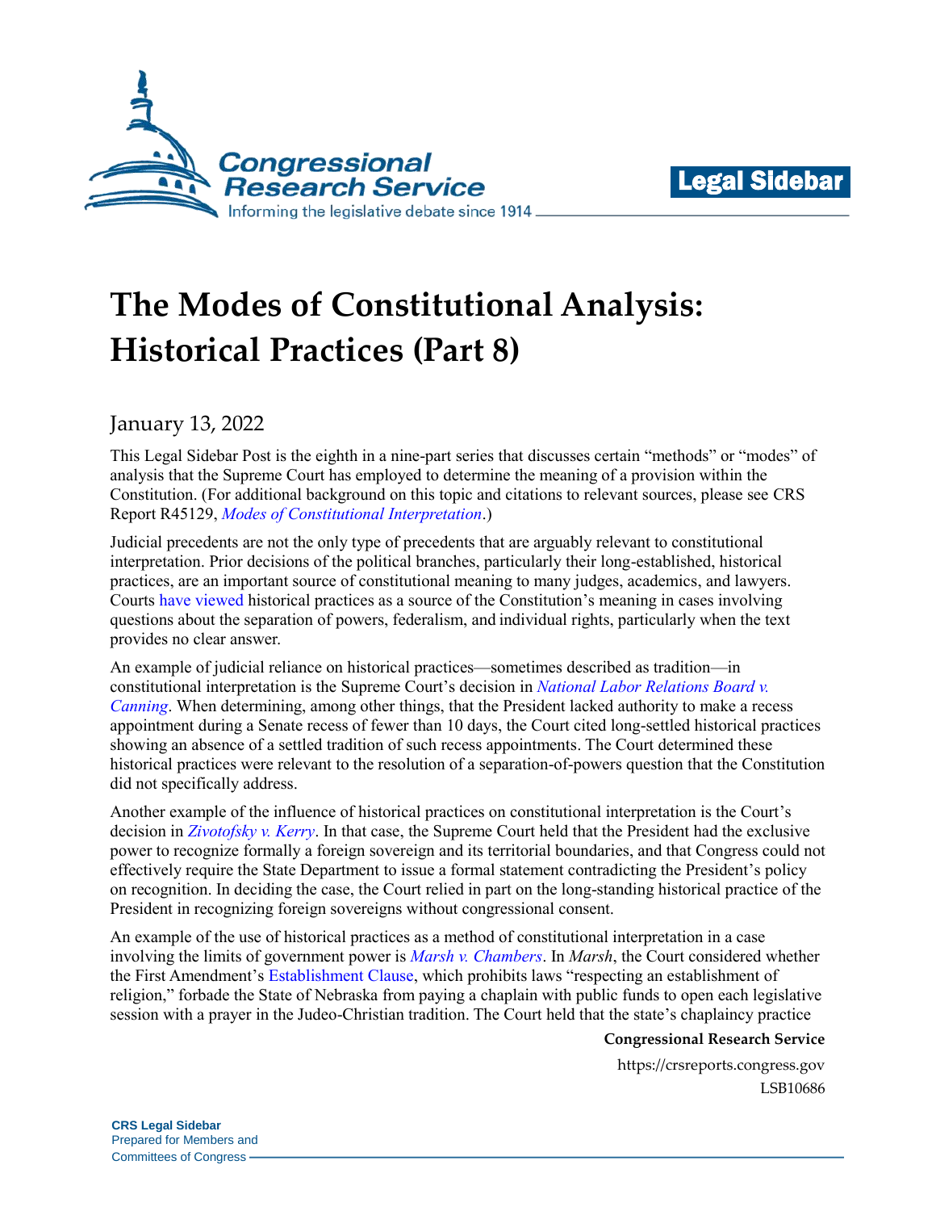# The Modes of Constitutional Analysis: Historical Practices (Part 8)

January 13, 2022

This Legal Sidebar Post is the eighth in a nine-part series that discusses certain "methods" or "modes" of analysis that the Supreme Court has employed to determine the meaning of a provision within the Constitution. (For additional background on this topic and citations to relevant sources, please see CRS Report R45129, *Modes of Constitutional Interpretation*.)

Judicial precedents are not the only type of precedents that are arguably relevant to constitutional interpretation. Prior decisions of the political branches, particularly their long-established, historical practices, are an important source of constitutional meaning to many judges, academics, and lawyers. Courts have viewed historical practices as a source of the Constitution's meaning in cases involving questions about the separation of powers, federalism, and individual rights, particularly when the text provides no clear answer.

An example of judicial reliance on historical practices—sometimes described as tradition—in constitutional interpretation is the Supreme Court's decision in *National Labor Relations Board v. Canning*. When determining, among other things, that the President lacked authority to make a recess appointment during a Senate recess of fewer than 10 days, the Court cited long-settled historical practices showing an absence of a settled tradition of such recess appointments. The Court determined these historical practices were relevant to the resolution of a separation-of-powers question that the Constitution did not specifically address.

Another example of the influence of historical practices on constitutional interpretation is the Court's decision in *Zivotofsky v. Kerry*. In that case, the Supreme Court held that the President had the exclusive power to recognize formally a foreign sovereign and its territorial boundaries, and that Congress could not effectively require the State Department to issue a formal statement contradicting the President's policy on recognition. In deciding the case, the Court relied in part on the long-standing historical practice of the President in recognizing foreign sovereigns without congressional consent.

An example of the use of historical practices as a method of constitutional interpretation in a case involving the limits of government power is *Marsh v. Chambers*. In *Marsh*, the Court considered whether the First Amendment's Establishment Clause, which prohibits laws "respecting an establishment of religion," forbade the State of Nebraska from paying a chaplain with public funds to open each legislative session with a prayer in the Judeo-Christian tradition. The Court held that the state's chaplaincy practice

**Congressional Research Service**

https://crsreports.congress.gov

LSB10686

**CRS Legal Sidebar**
Prepared for Members and
Committees of Congress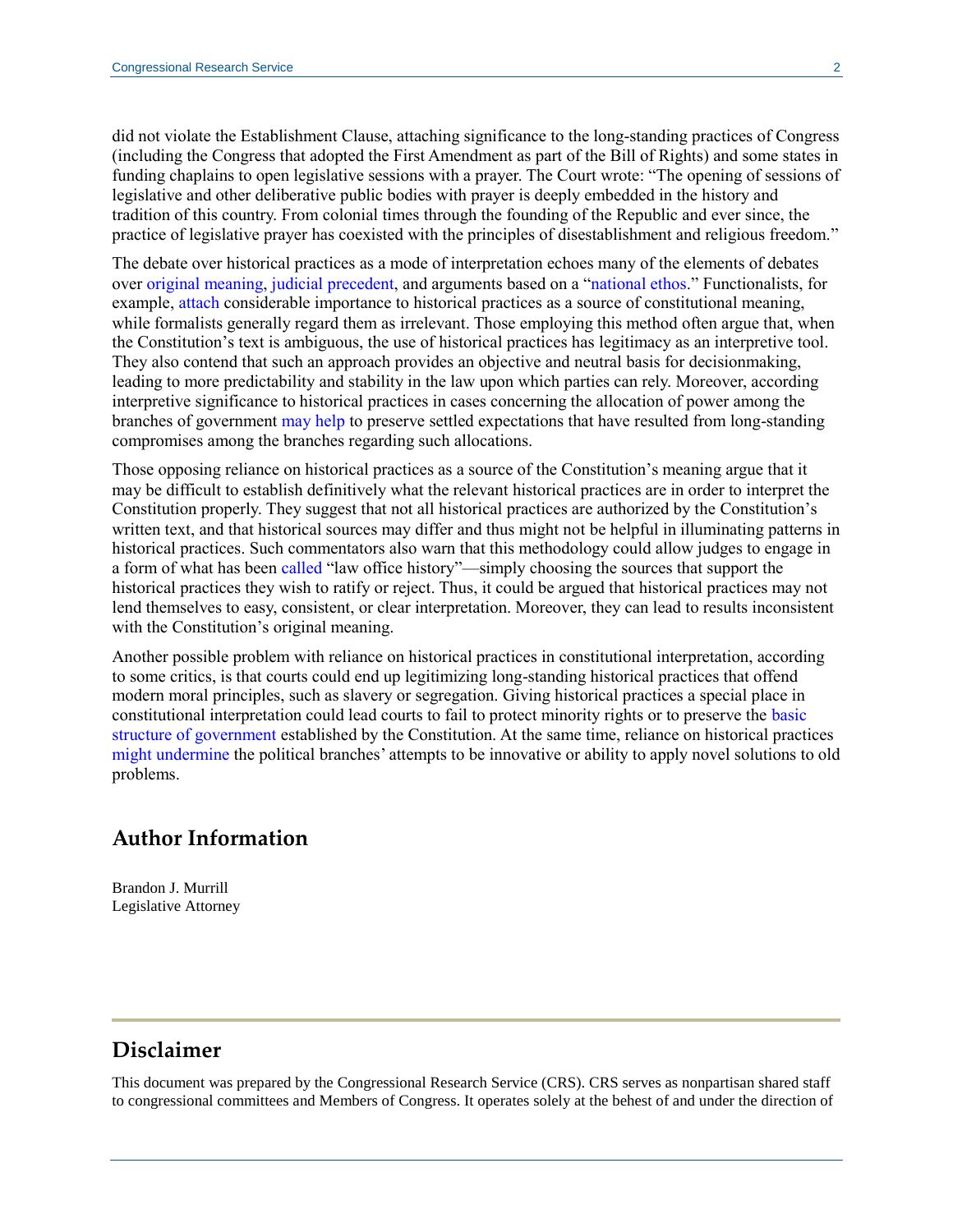did not violate the Establishment Clause, attaching significance to the long-standing practices of Congress (including the Congress that adopted the First Amendment as part of the Bill of Rights) and some states in funding chaplains to open legislative sessions with a prayer. The Court wrote: "The opening of sessions of legislative and other deliberative public bodies with prayer is deeply embedded in the history and tradition of this country. From colonial times through the founding of the Republic and ever since, the practice of legislative prayer has coexisted with the principles of disestablishment and religious freedom."

The debate over historical practices as a mode of interpretation echoes many of the elements of debates over original meaning, judicial precedent, and arguments based on a "national ethos." Functionalists, for example, attach considerable importance to historical practices as a source of constitutional meaning, while formalists generally regard them as irrelevant. Those employing this method often argue that, when the Constitution's text is ambiguous, the use of historical practices has legitimacy as an interpretive tool. They also contend that such an approach provides an objective and neutral basis for decisionmaking, leading to more predictability and stability in the law upon which parties can rely. Moreover, according interpretive significance to historical practices in cases concerning the allocation of power among the branches of government may help to preserve settled expectations that have resulted from long-standing compromises among the branches regarding such allocations.

Those opposing reliance on historical practices as a source of the Constitution's meaning argue that it may be difficult to establish definitively what the relevant historical practices are in order to interpret the Constitution properly. They suggest that not all historical practices are authorized by the Constitution's written text, and that historical sources may differ and thus might not be helpful in illuminating patterns in historical practices. Such commentators also warn that this methodology could allow judges to engage in a form of what has been called "law office history"—simply choosing the sources that support the historical practices they wish to ratify or reject. Thus, it could be argued that historical practices may not lend themselves to easy, consistent, or clear interpretation. Moreover, they can lead to results inconsistent with the Constitution's original meaning.

Another possible problem with reliance on historical practices in constitutional interpretation, according to some critics, is that courts could end up legitimizing long-standing historical practices that offend modern moral principles, such as slavery or segregation. Giving historical practices a special place in constitutional interpretation could lead courts to fail to protect minority rights or to preserve the basic structure of government established by the Constitution. At the same time, reliance on historical practices might undermine the political branches' attempts to be innovative or ability to apply novel solutions to old problems.

## Author Information

Brandon J. Murrill
Legislative Attorney

## Disclaimer

This document was prepared by the Congressional Research Service (CRS). CRS serves as nonpartisan shared staff to congressional committees and Members of Congress. It operates solely at the behest of and under the direction of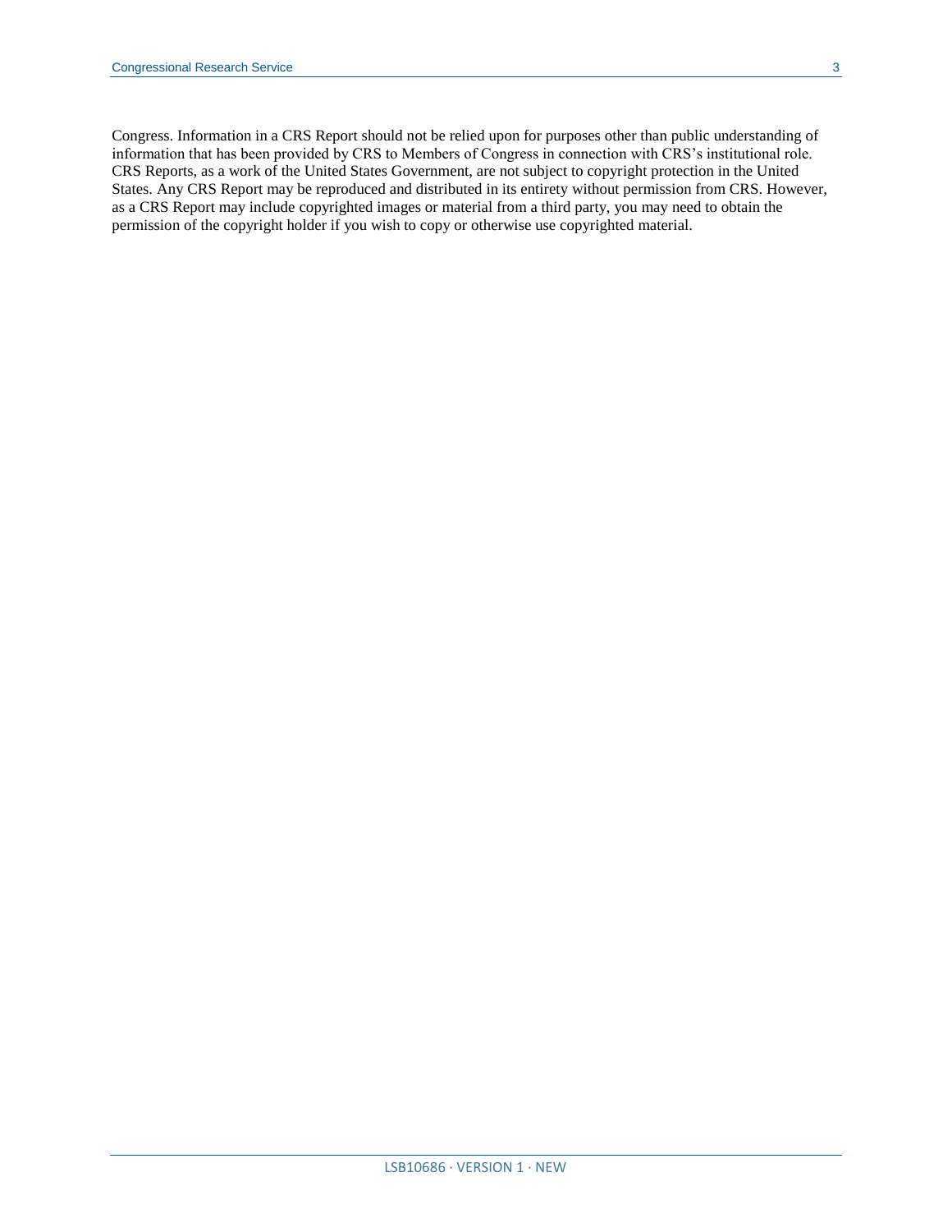Congress. Information in a CRS Report should not be relied upon for purposes other than public understanding of information that has been provided by CRS to Members of Congress in connection with CRS's institutional role. CRS Reports, as a work of the United States Government, are not subject to copyright protection in the United States. Any CRS Report may be reproduced and distributed in its entirety without permission from CRS. However, as a CRS Report may include copyrighted images or material from a third party, you may need to obtain the permission of the copyright holder if you wish to copy or otherwise use copyrighted material.